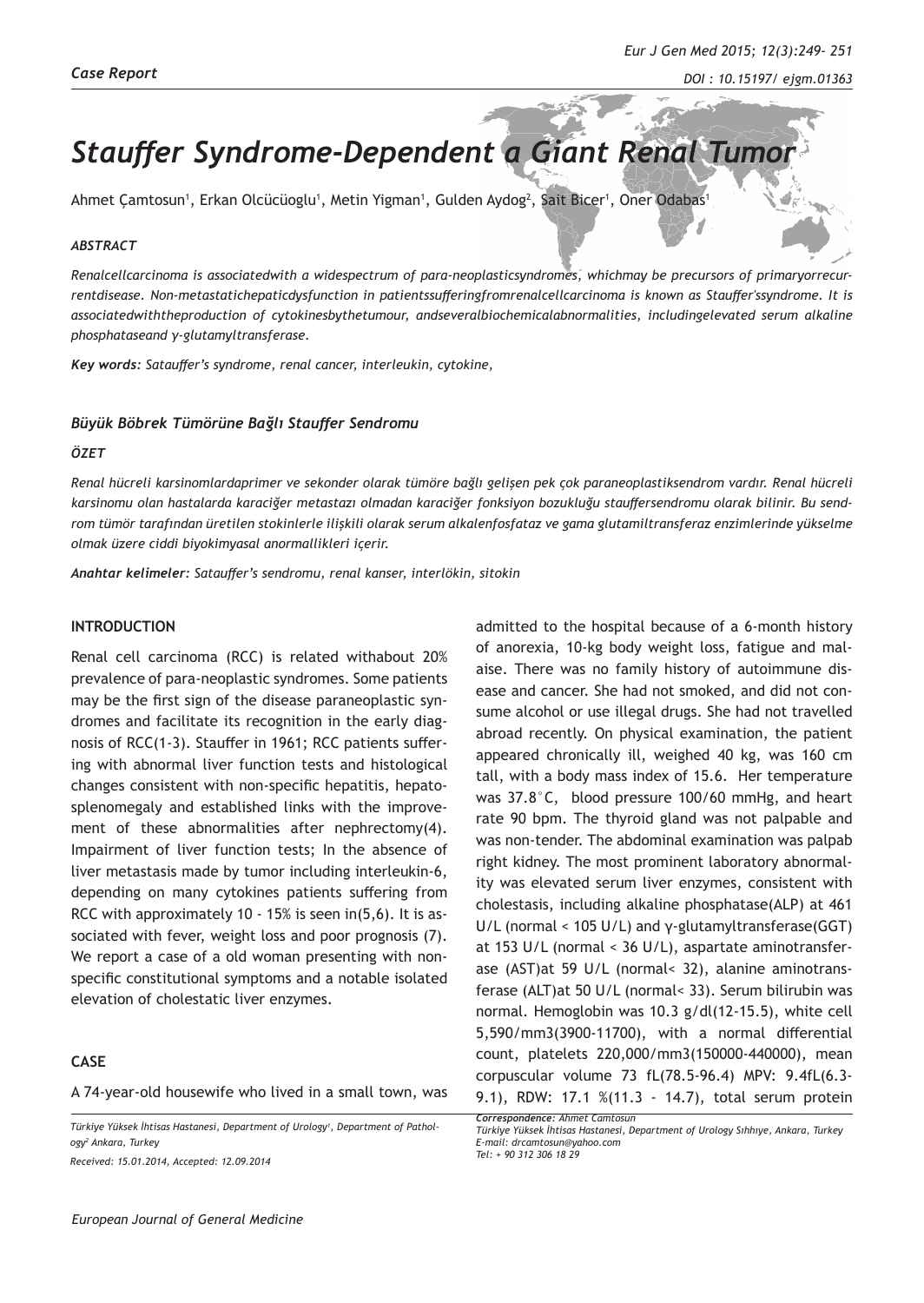*Case Report*

# *Stauffer Syndrome-Dependent a Giant Renal Tumor*

Ahmet Çamtosun[1], Erkan Olcücüoglu[1], Metin Yigman[1], Gulden Aydog[2], Sait Bicer[1], Oner Odabas[1]

### *ABSTRACT*

*Renalcellcarcinoma is associatedwith a widespectrum of para-neoplasticsyndromes, whichmay be precursors of primaryorrecurrentdisease. Non-metastatichepaticdysfunction in patientssufferingfromrenalcellcarcinoma is known as Stauffer'ssyndrome. It is associatedwiththeproduction of cytokinesbythetumour, andseveralbiochemicalabnormalities, includingelevated serum alkaline phosphataseand γ-glutamyltransferase.*

***Key words**: Satauffer's syndrome, renal cancer, interleukin, cytokine,*

### *Büyük Böbrek Tümörüne Bağlı Stauffer Sendromu*

### *ÖZET*

*Renal hücreli karsinomlardaprimer ve sekonder olarak tümöre bağlı gelişen pek çok paraneoplastiksendrom vardır. Renal hücreli karsinomu olan hastalarda karaciğer metastazı olmadan karaciğer fonksiyon bozukluğu stauffersendromu olarak bilinir. Bu sendrom tümör tarafından üretilen stokinlerle ilişkili olarak serum alkalenfosfataz ve gama glutamiltransferaz enzimlerinde yükselme olmak üzere ciddi biyokimyasal anormallikleri içerir.*

***Anahtar kelimeler**: Satauffer's sendromu, renal kanser, interlökin, sitokin*

## INTRODUCTION

Renal cell carcinoma (RCC) is related withabout 20% prevalence of para-neoplastic syndromes. Some patients may be the first sign of the disease paraneoplastic syndromes and facilitate its recognition in the early diagnosis of RCC(1-3). Stauffer in 1961; RCC patients suffering with abnormal liver function tests and histological changes consistent with non-specific hepatitis, hepatosplenomegaly and established links with the improvement of these abnormalities after nephrectomy(4). Impairment of liver function tests; In the absence of liver metastasis made by tumor including interleukin-6, depending on many cytokines patients suffering from RCC with approximately 10 - 15% is seen in(5,6). It is associated with fever, weight loss and poor prognosis (7). We report a case of a old woman presenting with nonspecific constitutional symptoms and a notable isolated elevation of cholestatic liver enzymes.

## CASE

A 74-year-old housewife who lived in a small town, was admitted to the hospital because of a 6-month history of anorexia, 10-kg body weight loss, fatigue and malaise. There was no family history of autoimmune disease and cancer. She had not smoked, and did not consume alcohol or use illegal drugs. She had not travelled abroad recently. On physical examination, the patient appeared chronically ill, weighed 40 kg, was 160 cm tall, with a body mass index of 15.6. Her temperature was 37.8°C, blood pressure 100/60 mmHg, and heart rate 90 bpm. The thyroid gland was not palpable and was non-tender. The abdominal examination was palpab right kidney. The most prominent laboratory abnormality was elevated serum liver enzymes, consistent with cholestasis, including alkaline phosphatase(ALP) at 461 U/L (normal < 105 U/L) and γ-glutamyltransferase(GGT) at 153 U/L (normal < 36 U/L), aspartate aminotransferase (AST)at 59 U/L (normal< 32), alanine aminotransferase (ALT)at 50 U/L (normal< 33). Serum bilirubin was normal. Hemoglobin was 10.3 g/dl(12-15.5), white cell 5,590/mm3(3900-11700), with a normal differential count, platelets 220,000/mm3(150000-440000), mean corpuscular volume 73 fL(78.5-96.4) MPV: 9.4fL(6.3-9.1), RDW: 17.1 %(11.3 - 14.7), total serum protein

*Türkiye Yüksek İhtisas Hastanesi, Department of Urology[1], Department of Pathology[2] Ankara, Turkey*

*Received: 15.01.2014, Accepted: 12.09.2014*

***Correspondence:** Ahmet Camtosun*
*Türkiye Yüksek İhtisas Hastanesi, Department of Urology Sıhhıye, Ankara, Turkey*
*E-mail: drcamtosun@yahoo.com*
*Tel: + 90 312 306 18 29*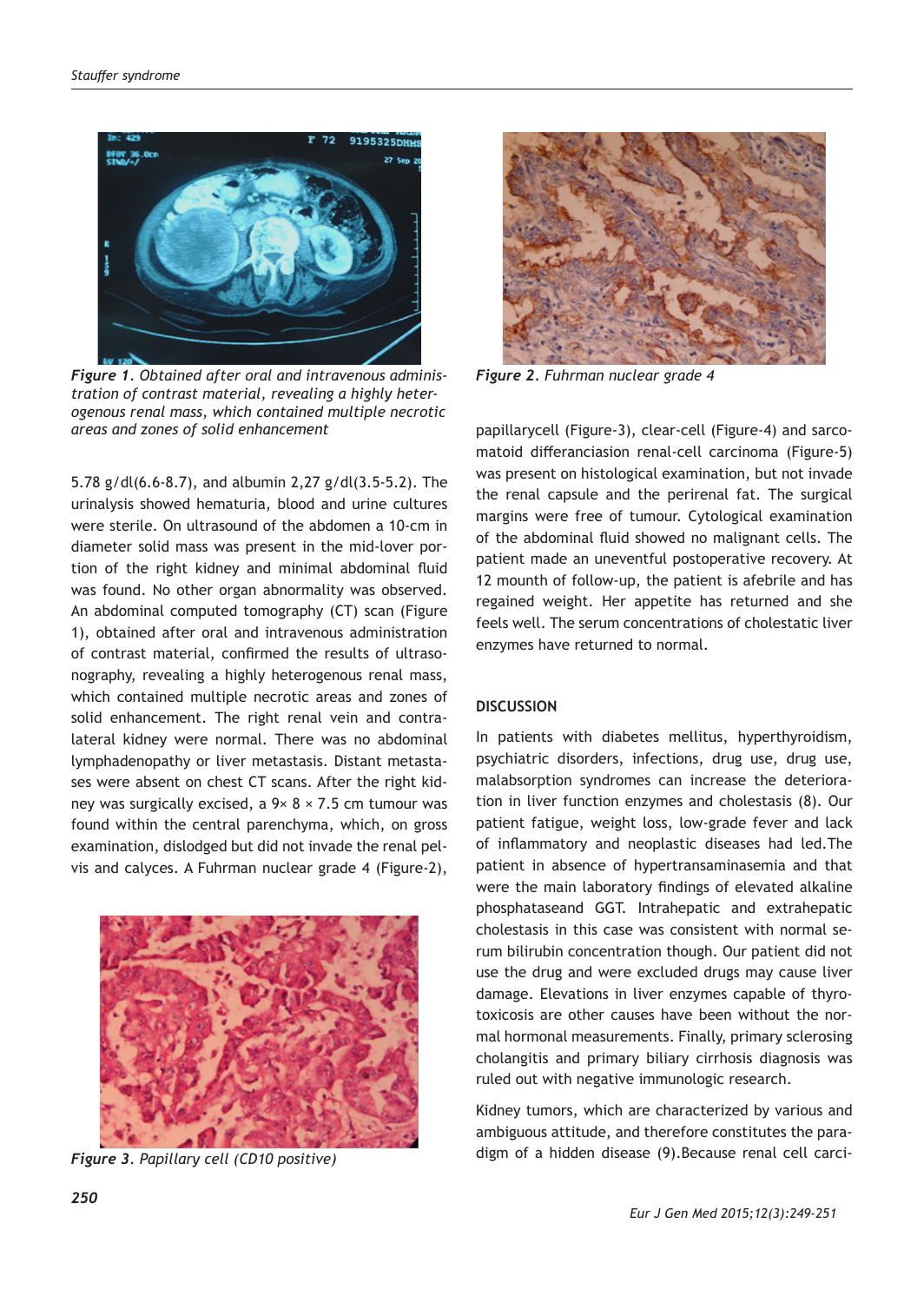*Figure 1. Obtained after oral and intravenous administration of contrast material, revealing a highly heterogenous renal mass, which contained multiple necrotic areas and zones of solid enhancement*

5.78 g/dl(6.6-8.7), and albumin 2,27 g/dl(3.5-5.2). The urinalysis showed hematuria, blood and urine cultures were sterile. On ultrasound of the abdomen a 10-cm in diameter solid mass was present in the mid-lover portion of the right kidney and minimal abdominal fluid was found. No other organ abnormality was observed. An abdominal computed tomography (CT) scan (Figure 1), obtained after oral and intravenous administration of contrast material, confirmed the results of ultrasonography, revealing a highly heterogenous renal mass, which contained multiple necrotic areas and zones of solid enhancement. The right renal vein and contralateral kidney were normal. There was no abdominal lymphadenopathy or liver metastasis. Distant metastases were absent on chest CT scans. After the right kidney was surgically excised, a 9× 8 × 7.5 cm tumour was found within the central parenchyma, which, on gross examination, dislodged but did not invade the renal pelvis and calyces. A Fuhrman nuclear grade 4 (Figure-2), papillarycell (Figure-3), clear-cell (Figure-4) and sarcomatoid differanciasion renal-cell carcinoma (Figure-5) was present on histological examination, but not invade the renal capsule and the perirenal fat. The surgical margins were free of tumour. Cytological examination of the abdominal fluid showed no malignant cells. The patient made an uneventful postoperative recovery. At 12 mounth of follow-up, the patient is afebrile and has regained weight. Her appetite has returned and she feels well. The serum concentrations of cholestatic liver enzymes have returned to normal.

*Figure 2. Fuhrman nuclear grade 4*

*Figure 3. Papillary cell (CD10 positive)*

## DISCUSSION

In patients with diabetes mellitus, hyperthyroidism, psychiatric disorders, infections, drug use, drug use, malabsorption syndromes can increase the deterioration in liver function enzymes and cholestasis (8). Our patient fatigue, weight loss, low-grade fever and lack of inflammatory and neoplastic diseases had led.The patient in absence of hypertransaminasemia and that were the main laboratory findings of elevated alkaline phosphataseand GGT. Intrahepatic and extrahepatic cholestasis in this case was consistent with normal serum bilirubin concentration though. Our patient did not use the drug and were excluded drugs may cause liver damage. Elevations in liver enzymes capable of thyrotoxicosis are other causes have been without the normal hormonal measurements. Finally, primary sclerosing cholangitis and primary biliary cirrhosis diagnosis was ruled out with negative immunologic research.

Kidney tumors, which are characterized by various and ambiguous attitude, and therefore constitutes the paradigm of a hidden disease (9).Because renal cell carci-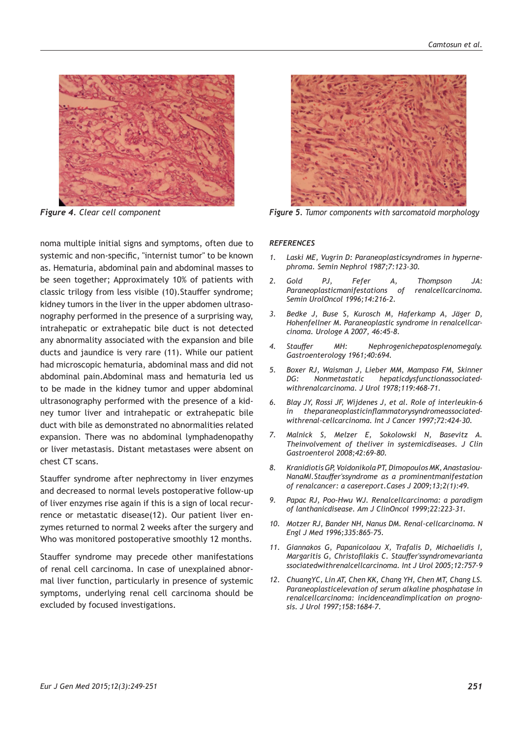*Figure 4. Clear cell component*

*Figure 5. Tumor components with sarcomatoid morphology*

noma multiple initial signs and symptoms, often due to systemic and non-specific, "internist tumor" to be known as. Hematuria, abdominal pain and abdominal masses to be seen together; Approximately 10% of patients with classic trilogy from less visible (10).Stauffer syndrome; kidney tumors in the liver in the upper abdomen ultrasonography performed in the presence of a surprising way, intrahepatic or extrahepatic bile duct is not detected any abnormality associated with the expansion and bile ducts and jaundice is very rare (11). While our patient had microscopic hematuria, abdominal mass and did not abdominal pain.Abdominal mass and hematuria led us to be made in the kidney tumor and upper abdominal ultrasonography performed with the presence of a kidney tumor liver and intrahepatic or extrahepatic bile duct with bile as demonstrated no abnormalities related expansion. There was no abdominal lymphadenopathy or liver metastasis. Distant metastases were absent on chest CT scans.

Stauffer syndrome after nephrectomy in liver enzymes and decreased to normal levels postoperative follow-up of liver enzymes rise again if this is a sign of local recurrence or metastatic disease(12). Our patient liver enzymes returned to normal 2 weeks after the surgery and Who was monitored postoperative smoothly 12 months.

Stauffer syndrome may precede other manifestations of renal cell carcinoma. In case of unexplained abnormal liver function, particularly in presence of systemic symptoms, underlying renal cell carcinoma should be excluded by focused investigations.

***REFERENCES***

1. *Laski ME, Vugrin D: Paraneoplasticsyndromes in hypernephroma. Semin Nephrol 1987;7:123-30.*
2. *Gold PJ, Fefer A, Thompson JA: Paraneoplasticmanifestations of renalcellcarcinoma. Semin UrolOncol 1996;14:216-2.*
3. *Bedke J, Buse S, Kurosch M, Haferkamp A, Jäger D, Hohenfellner M. Paraneoplastic syndrome in renalcellcarcinoma. Urologe A 2007, 46:45-8.*
4. *Stauffer MH: Nephrogenichepatosplenomegaly. Gastroenterology 1961;40:694.*
5. *Boxer RJ, Waisman J, Lieber MM, Mampaso FM, Skinner DG: Nonmetastatic hepaticdysfunctionassociatedwithrenalcarcinoma. J Urol 1978;119:468-71.*
6. *Blay JY, Rossi JF, Wijdenes J, et al. Role of interleukin-6 in theparaneoplasticinflammatorysyndromeassociatedwithrenal-cellcarcinoma. Int J Cancer 1997;72:424-30.*
7. *Malnick S, Melzer E, Sokolowski N, Basevitz A. Theinvolvement of theliver in systemicdiseases. J Clin Gastroenterol 2008;42:69-80.*
8. *Kranidiotis GP, Voidonikola PT, Dimopoulos MK, Anastasiou-NanaMI.Stauffer'ssyndrome as a prominentmanifestation of renalcancer: a casereport.Cases J 2009;13;2(1):49.*
9. *Papac RJ, Poo-Hwu WJ. Renalcellcarcinoma: a paradigm of lanthanicdisease. Am J ClinOncol 1999;22:223-31.*
10. *Motzer RJ, Bander NH, Nanus DM. Renal-cellcarcinoma. N Engl J Med 1996;335:865-75.*
11. *Giannakos G, Papanicolaou X, Trafalis D, Michaelidis I, Margaritis G, Christofilakis C. Stauffer'ssyndromevarianta ssociatedwithrenalcellcarcinoma. Int J Urol 2005;12:757-9*
12. *ChuangYC, Lin AT, Chen KK, Chang YH, Chen MT, Chang LS. Paraneoplasticelevation of serum alkaline phosphatase in renalcellcarcinoma: incidenceandimplication on prognosis. J Urol 1997;158:1684-7.*